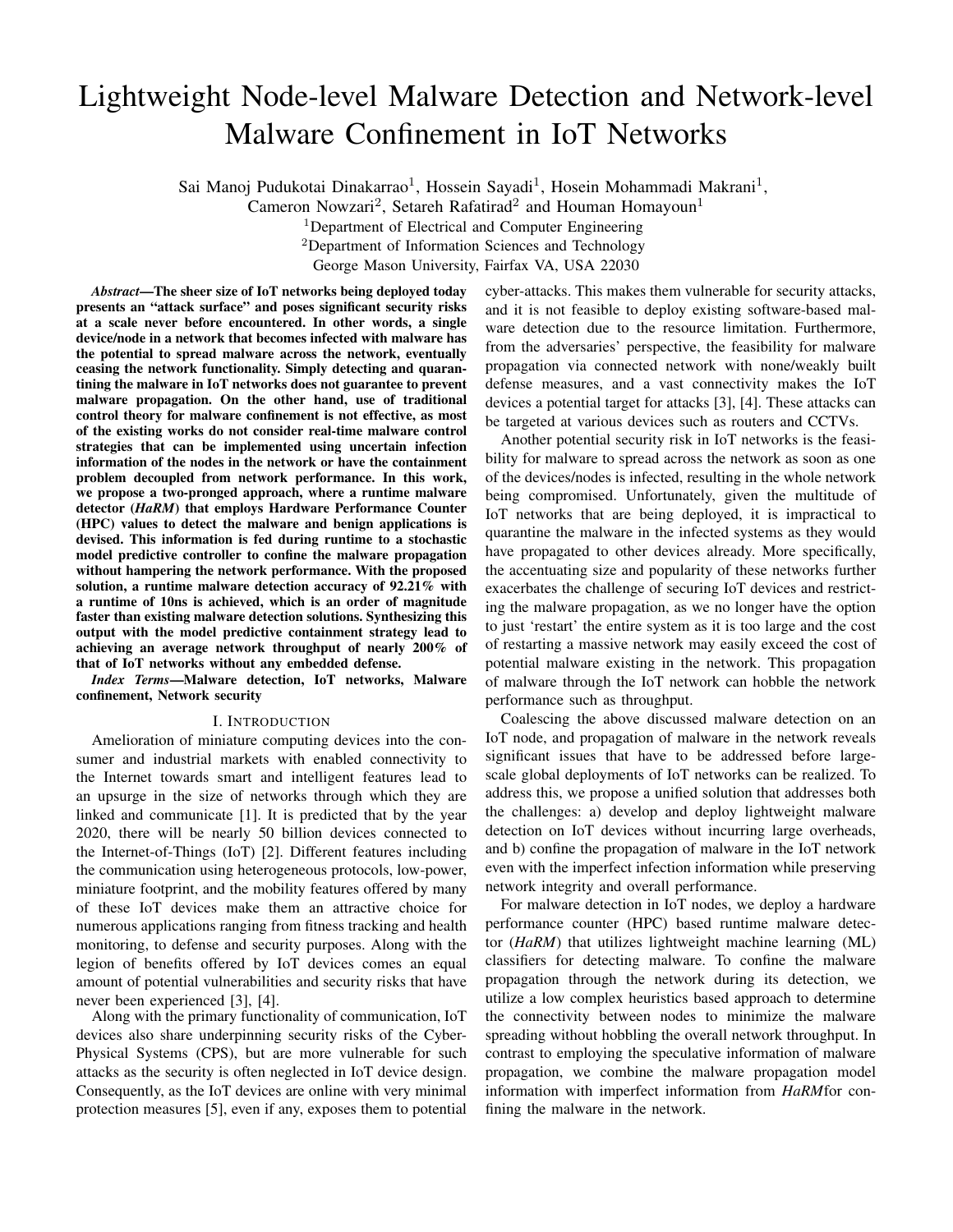# Lightweight Node-level Malware Detection and Network-level Malware Confinement in IoT Networks

Sai Manoj Pudukotai Dinakarrao[1], Hossein Sayadi[1], Hosein Mohammadi Makrani[1], Cameron Nowzari[2], Setareh Rafatirad[2] and Houman Homayoun[1]

[1]Department of Electrical and Computer Engineering
[2]Department of Information Sciences and Technology
George Mason University, Fairfax VA, USA 22030

***Abstract*—The sheer size of IoT networks being deployed today presents an "attack surface" and poses significant security risks at a scale never before encountered. In other words, a single device/node in a network that becomes infected with malware has the potential to spread malware across the network, eventually ceasing the network functionality. Simply detecting and quarantining the malware in IoT networks does not guarantee to prevent malware propagation. On the other hand, use of traditional control theory for malware confinement is not effective, as most of the existing works do not consider real-time malware control strategies that can be implemented using uncertain infection information of the nodes in the network or have the containment problem decoupled from network performance. In this work, we propose a two-pronged approach, where a runtime malware detector (*HaRM*) that employs Hardware Performance Counter (HPC) values to detect the malware and benign applications is devised. This information is fed during runtime to a stochastic model predictive controller to confine the malware propagation without hampering the network performance. With the proposed solution, a runtime malware detection accuracy of 92.21% with a runtime of 10ns is achieved, which is an order of magnitude faster than existing malware detection solutions. Synthesizing this output with the model predictive containment strategy lead to achieving an average network throughput of nearly 200% of that of IoT networks without any embedded defense.**

***Index Terms*—Malware detection, IoT networks, Malware confinement, Network security**

## I. Introduction

Amelioration of miniature computing devices into the consumer and industrial markets with enabled connectivity to the Internet towards smart and intelligent features lead to an upsurge in the size of networks through which they are linked and communicate [1]. It is predicted that by the year 2020, there will be nearly 50 billion devices connected to the Internet-of-Things (IoT) [2]. Different features including the communication using heterogeneous protocols, low-power, miniature footprint, and the mobility features offered by many of these IoT devices make them an attractive choice for numerous applications ranging from fitness tracking and health monitoring, to defense and security purposes. Along with the legion of benefits offered by IoT devices comes an equal amount of potential vulnerabilities and security risks that have never been experienced [3], [4].

Along with the primary functionality of communication, IoT devices also share underpinning security risks of the Cyber-Physical Systems (CPS), but are more vulnerable for such attacks as the security is often neglected in IoT device design. Consequently, as the IoT devices are online with very minimal protection measures [5], even if any, exposes them to potential cyber-attacks. This makes them vulnerable for security attacks, and it is not feasible to deploy existing software-based malware detection due to the resource limitation. Furthermore, from the adversaries' perspective, the feasibility for malware propagation via connected network with none/weakly built defense measures, and a vast connectivity makes the IoT devices a potential target for attacks [3], [4]. These attacks can be targeted at various devices such as routers and CCTVs.

Another potential security risk in IoT networks is the feasibility for malware to spread across the network as soon as one of the devices/nodes is infected, resulting in the whole network being compromised. Unfortunately, given the multitude of IoT networks that are being deployed, it is impractical to quarantine the malware in the infected systems as they would have propagated to other devices already. More specifically, the accentuating size and popularity of these networks further exacerbates the challenge of securing IoT devices and restricting the malware propagation, as we no longer have the option to just 'restart' the entire system as it is too large and the cost of restarting a massive network may easily exceed the cost of potential malware existing in the network. This propagation of malware through the IoT network can hobble the network performance such as throughput.

Coalescing the above discussed malware detection on an IoT node, and propagation of malware in the network reveals significant issues that have to be addressed before large-scale global deployments of IoT networks can be realized. To address this, we propose a unified solution that addresses both the challenges: a) develop and deploy lightweight malware detection on IoT devices without incurring large overheads, and b) confine the propagation of malware in the IoT network even with the imperfect infection information while preserving network integrity and overall performance.

For malware detection in IoT nodes, we deploy a hardware performance counter (HPC) based runtime malware detector (*HaRM*) that utilizes lightweight machine learning (ML) classifiers for detecting malware. To confine the malware propagation through the network during its detection, we utilize a low complex heuristics based approach to determine the connectivity between nodes to minimize the malware spreading without hobbling the overall network throughput. In contrast to employing the speculative information of malware propagation, we combine the malware propagation model information with imperfect information from *HaRM*for confining the malware in the network.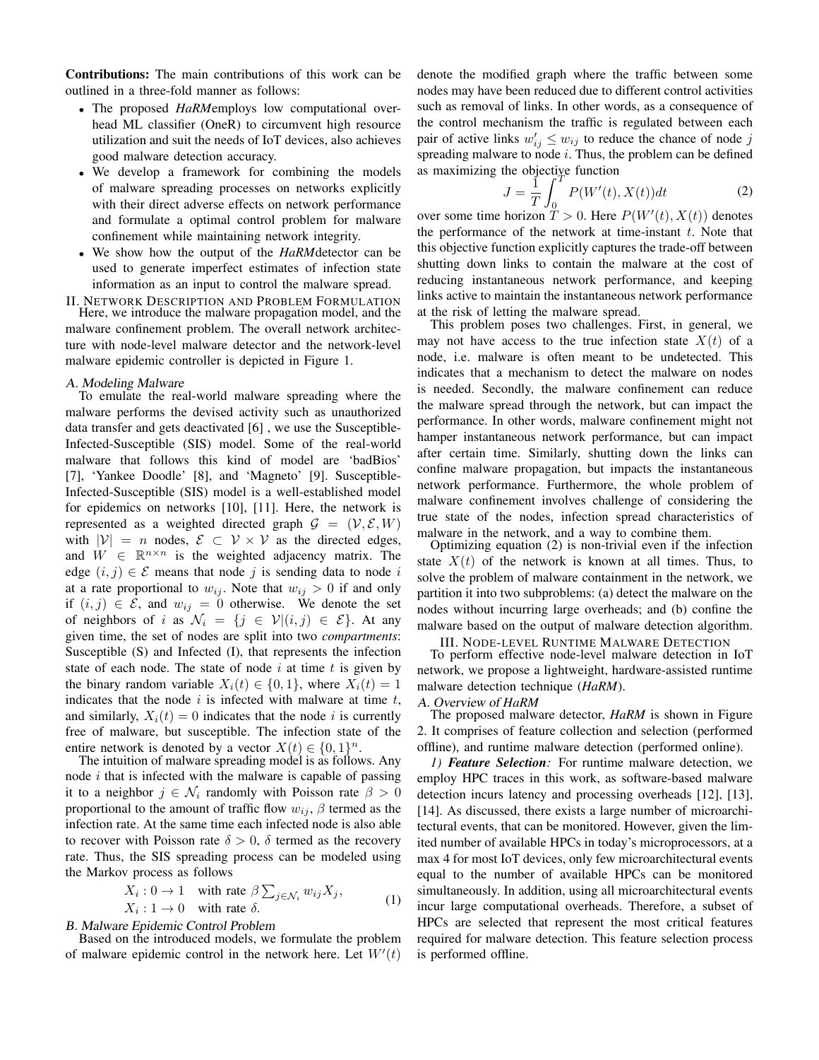**Contributions:** The main contributions of this work can be outlined in a three-fold manner as follows:

- The proposed *HaRM*employs low computational overhead ML classifier (OneR) to circumvent high resource utilization and suit the needs of IoT devices, also achieves good malware detection accuracy.
- We develop a framework for combining the models of malware spreading processes on networks explicitly with their direct adverse effects on network performance and formulate a optimal control problem for malware confinement while maintaining network integrity.
- We show how the output of the *HaRM*detector can be used to generate imperfect estimates of infection state information as an input to control the malware spread.

## II. Network Description and Problem Formulation

Here, we introduce the malware propagation model, and the malware confinement problem. The overall network architecture with node-level malware detector and the network-level malware epidemic controller is depicted in Figure 1.

### A. Modeling Malware

To emulate the real-world malware spreading where the malware performs the devised activity such as unauthorized data transfer and gets deactivated [6] , we use the Susceptible-Infected-Susceptible (SIS) model. Some of the real-world malware that follows this kind of model are 'badBios' [7], 'Yankee Doodle' [8], and 'Magneto' [9]. Susceptible-Infected-Susceptible (SIS) model is a well-established model for epidemics on networks [10], [11]. Here, the network is represented as a weighted directed graph $\mathcal{G} = (\mathcal{V}, \mathcal{E}, W)$ with $|\mathcal{V}| = n$ nodes, $\mathcal{E} \subset \mathcal{V} \times \mathcal{V}$ as the directed edges, and $W \in \mathbb{R}^{n \times n}$ is the weighted adjacency matrix. The edge $(i, j) \in \mathcal{E}$ means that node $j$ is sending data to node $i$ at a rate proportional to $w_{ij}$. Note that $w_{ij} > 0$ if and only if $(i, j) \in \mathcal{E}$, and $w_{ij} = 0$ otherwise. We denote the set of neighbors of $i$ as $\mathcal{N}_i = \{j \in \mathcal{V} | (i, j) \in \mathcal{E}\}$. At any given time, the set of nodes are split into two *compartments*: Susceptible (S) and Infected (I), that represents the infection state of each node. The state of node $i$ at time $t$ is given by the binary random variable $X_i(t) \in \{0, 1\}$, where $X_i(t) = 1$ indicates that the node $i$ is infected with malware at time $t$, and similarly, $X_i(t) = 0$ indicates that the node $i$ is currently free of malware, but susceptible. The infection state of the entire network is denoted by a vector $X(t) \in \{0, 1\}^n$.

The intuition of malware spreading model is as follows. Any node $i$ that is infected with the malware is capable of passing it to a neighbor $j \in \mathcal{N}_i$ randomly with Poisson rate $\beta > 0$ proportional to the amount of traffic flow $w_{ij}$, $\beta$ termed as the infection rate. At the same time each infected node is also able to recover with Poisson rate $\delta > 0$, $\delta$ termed as the recovery rate. Thus, the SIS spreading process can be modeled using the Markov process as follows

$$\begin{aligned} X_i &: 0 \to 1 \quad \text{with rate } \beta \textstyle\sum_{j \in \mathcal{N}_i} w_{ij} X_j, \\ X_i &: 1 \to 0 \quad \text{with rate } \delta. \end{aligned} \tag{1}$$

### B. Malware Epidemic Control Problem

Based on the introduced models, we formulate the problem of malware epidemic control in the network here. Let $W'(t)$ denote the modified graph where the traffic between some nodes may have been reduced due to different control activities such as removal of links. In other words, as a consequence of the control mechanism the traffic is regulated between each pair of active links $w'_{ij} \leq w_{ij}$ to reduce the chance of node $j$ spreading malware to node $i$. Thus, the problem can be defined as maximizing the objective function

$$J = \frac{1}{T} \int_0^T P(W'(t), X(t)) dt \tag{2}$$

over some time horizon $T > 0$. Here $P(W'(t), X(t))$ denotes the performance of the network at time-instant $t$. Note that this objective function explicitly captures the trade-off between shutting down links to contain the malware at the cost of reducing instantaneous network performance, and keeping links active to maintain the instantaneous network performance at the risk of letting the malware spread.

This problem poses two challenges. First, in general, we may not have access to the true infection state $X(t)$ of a node, i.e. malware is often meant to be undetected. This indicates that a mechanism to detect the malware on nodes is needed. Secondly, the malware confinement can reduce the malware spread through the network, but can impact the performance. In other words, malware confinement might not hamper instantaneous network performance, but can impact after certain time. Similarly, shutting down the links can confine malware propagation, but impacts the instantaneous network performance. Furthermore, the whole problem of malware confinement involves challenge of considering the true state of the nodes, infection spread characteristics of malware in the network, and a way to combine them.

Optimizing equation (2) is non-trivial even if the infection state $X(t)$ of the network is known at all times. Thus, to solve the problem of malware containment in the network, we partition it into two subproblems: (a) detect the malware on the nodes without incurring large overheads; and (b) confine the malware based on the output of malware detection algorithm.

## III. Node-level Runtime Malware Detection

To perform effective node-level malware detection in IoT network, we propose a lightweight, hardware-assisted runtime malware detection technique (***HaRM***).

### A. Overview of *HaRM*

The proposed malware detector, ***HaRM*** is shown in Figure 2. It comprises of feature collection and selection (performed offline), and runtime malware detection (performed online).

*1) **Feature Selection**:* For runtime malware detection, we employ HPC traces in this work, as software-based malware detection incurs latency and processing overheads [12], [13], [14]. As discussed, there exists a large number of microarchitectural events, that can be monitored. However, given the limited number of available HPCs in today's microprocessors, at a max 4 for most IoT devices, only few microarchitectural events equal to the number of available HPCs can be monitored simultaneously. In addition, using all microarchitectural events incur large computational overheads. Therefore, a subset of HPCs are selected that represent the most critical features required for malware detection. This feature selection process is performed offline.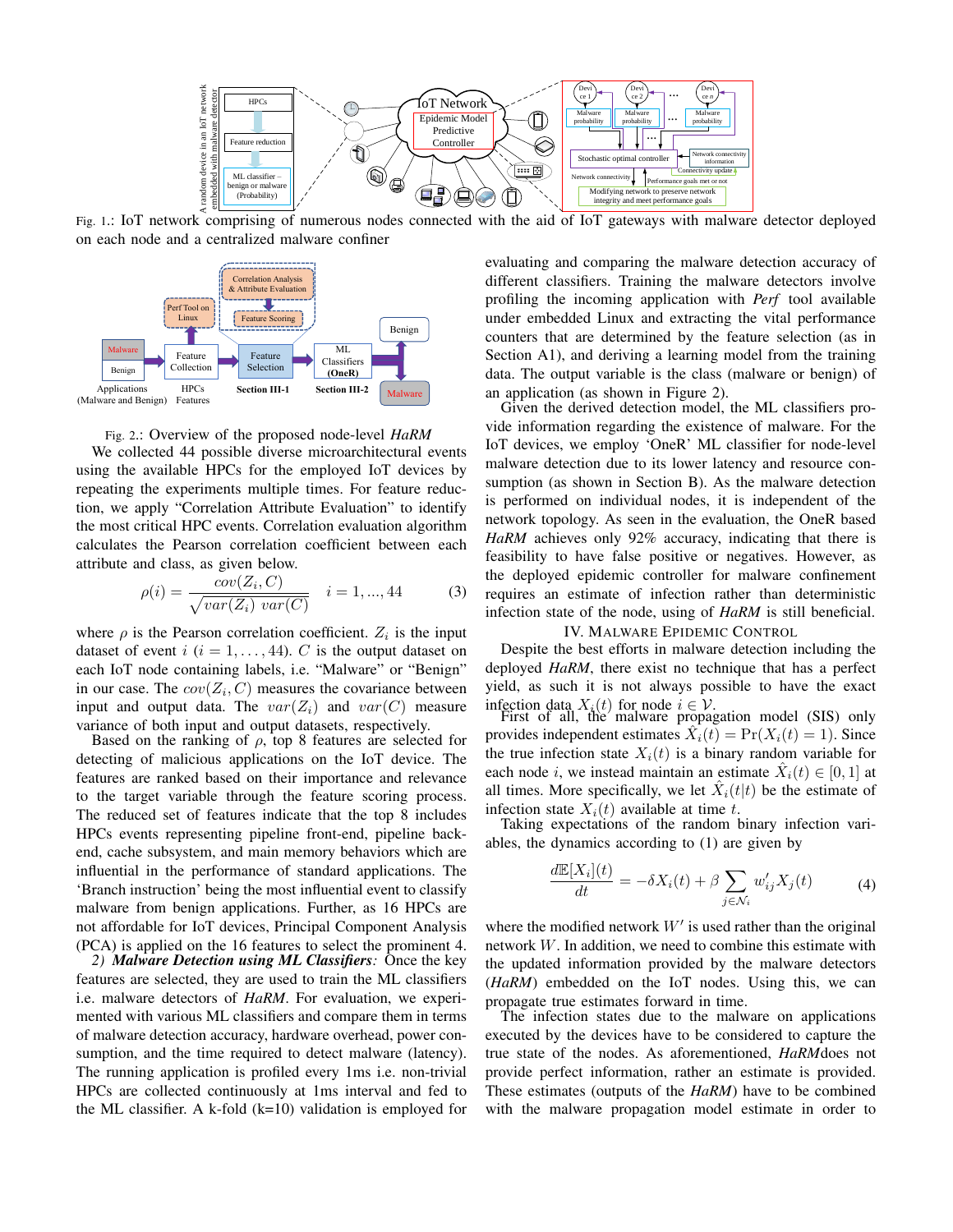Fig. 1.: IoT network comprising of numerous nodes connected with the aid of IoT gateways with malware detector deployed on each node and a centralized malware confiner

Fig. 2.: Overview of the proposed node-level *HaRM*

We collected 44 possible diverse microarchitectural events using the available HPCs for the employed IoT devices by repeating the experiments multiple times. For feature reduction, we apply "Correlation Attribute Evaluation" to identify the most critical HPC events. Correlation evaluation algorithm calculates the Pearson correlation coefficient between each attribute and class, as given below.

$$\rho(i) = \frac{cov(Z_i, C)}{\sqrt{var(Z_i)\ var(C)}} \quad i = 1, ..., 44 \tag{3}$$

where $\rho$ is the Pearson correlation coefficient. $Z_i$ is the input dataset of event $i$ ($i = 1, \ldots, 44$). $C$ is the output dataset on each IoT node containing labels, i.e. "Malware" or "Benign" in our case. The $cov(Z_i, C)$ measures the covariance between input and output data. The $var(Z_i)$ and $var(C)$ measure variance of both input and output datasets, respectively.

Based on the ranking of $\rho$, top 8 features are selected for detecting of malicious applications on the IoT device. The features are ranked based on their importance and relevance to the target variable through the feature scoring process. The reduced set of features indicate that the top 8 includes HPCs events representing pipeline front-end, pipeline back-end, cache subsystem, and main memory behaviors which are influential in the performance of standard applications. The 'Branch instruction' being the most influential event to classify malware from benign applications. Further, as 16 HPCs are not affordable for IoT devices, Principal Component Analysis (PCA) is applied on the 16 features to select the prominent 4.

*2) **Malware Detection using ML Classifiers**:* Once the key features are selected, they are used to train the ML classifiers i.e. malware detectors of *HaRM*. For evaluation, we experimented with various ML classifiers and compare them in terms of malware detection accuracy, hardware overhead, power consumption, and the time required to detect malware (latency). The running application is profiled every 1ms i.e. non-trivial HPCs are collected continuously at 1ms interval and fed to the ML classifier. A k-fold (k=10) validation is employed for evaluating and comparing the malware detection accuracy of different classifiers. Training the malware detectors involve profiling the incoming application with *Perf* tool available under embedded Linux and extracting the vital performance counters that are determined by the feature selection (as in Section A1), and deriving a learning model from the training data. The output variable is the class (malware or benign) of an application (as shown in Figure 2).

Given the derived detection model, the ML classifiers provide information regarding the existence of malware. For the IoT devices, we employ 'OneR' ML classifier for node-level malware detection due to its lower latency and resource consumption (as shown in Section B). As the malware detection is performed on individual nodes, it is independent of the network topology. As seen in the evaluation, the OneR based *HaRM* achieves only 92% accuracy, indicating that there is feasibility to have false positive or negatives. However, as the deployed epidemic controller for malware confinement requires an estimate of infection rather than deterministic infection state of the node, using of *HaRM* is still beneficial.

## IV. Malware Epidemic Control

Despite the best efforts in malware detection including the deployed *HaRM*, there exist no technique that has a perfect yield, as such it is not always possible to have the exact infection data $X_i(t)$ for node $i \in \mathcal{V}$.

First of all, the malware propagation model (SIS) only provides independent estimates $\hat{X}_i(t) = \Pr(X_i(t) = 1)$. Since the true infection state $X_i(t)$ is a binary random variable for each node $i$, we instead maintain an estimate $\hat{X}_i(t) \in [0, 1]$ at all times. More specifically, we let $\hat{X}_i(t|t)$ be the estimate of infection state $X_i(t)$ available at time $t$.

Taking expectations of the random binary infection variables, the dynamics according to (1) are given by

$$\frac{d\mathbb{E}[X_i](t)}{dt} = -\delta X_i(t) + \beta \sum_{j \in \mathcal{N}_i} w'_{ij} X_j(t) \tag{4}$$

where the modified network $W'$ is used rather than the original network $W$. In addition, we need to combine this estimate with the updated information provided by the malware detectors (*HaRM*) embedded on the IoT nodes. Using this, we can propagate true estimates forward in time.

The infection states due to the malware on applications executed by the devices have to be considered to capture the true state of the nodes. As aforementioned, *HaRM* does not provide perfect information, rather an estimate is provided. These estimates (outputs of the *HaRM*) have to be combined with the malware propagation model estimate in order to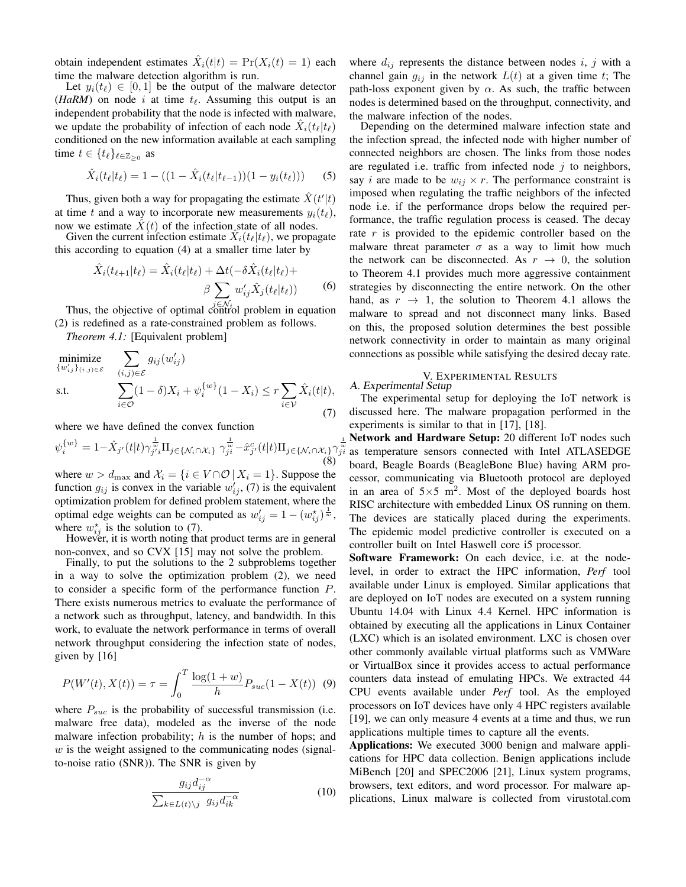obtain independent estimates $\hat{X}_i(t|t) = \Pr(X_i(t) = 1)$ each time the malware detection algorithm is run.

Let $y_i(t_\ell) \in [0, 1]$ be the output of the malware detector (*HaRM*) on node $i$ at time $t_\ell$. Assuming this output is an independent probability that the node is infected with malware, we update the probability of infection of each node $\hat{X}_i(t_\ell|t_\ell)$ conditioned on the new information available at each sampling time $t \in \{t_\ell\}_{\ell \in \mathbb{Z}_{\geq 0}}$ as

$$\hat{X}_i(t_\ell|t_\ell) = 1 - ((1 - \hat{X}_i(t_\ell|t_{\ell-1}))(1 - y_i(t_\ell))) \quad (5)$$

Thus, given both a way for propagating the estimate $\hat{X}(t'|t)$ at time $t$ and a way to incorporate new measurements $y_i(t_\ell)$, now we estimate $\hat{X}(t)$ of the infection state of all nodes.

Given the current infection estimate $\hat{X}_i(t_\ell|t_\ell)$, we propagate this according to equation (4) at a smaller time later by

$$\hat{X}_i(t_{\ell+1}|t_\ell) = \hat{X}_i(t_\ell|t_\ell) + \Delta t(-\delta \hat{X}_i(t_\ell|t_\ell) + \beta \sum_{j \in \mathcal{N}_i} w'_{ij} \hat{X}_j(t_\ell|t_\ell)) \quad (6)$$

Thus, the objective of optimal control problem in equation (2) is redefined as a rate-constrained problem as follows.

*Theorem 4.1:* [Equivalent problem]

$$\begin{aligned} \underset{\{w'_{ij}\}_{(i,j)\in\mathcal{E}}}{\text{minimize}} \quad & \sum_{(i,j)\in\mathcal{E}} g_{ij}(w'_{ij}) \\ \text{s.t.} \quad & \sum_{i\in\mathcal{O}} (1-\delta)X_i + \psi_i^{\{w\}}(1 - X_i) \leq r \sum_{i\in\mathcal{V}} \hat{X}_i(t|t), \end{aligned} \quad (7)$$

where we have defined the convex function

$$\psi_i^{\{w\}} = 1 - \hat{X}_{j'}(t|t)\gamma_{j'i}^{\frac{1}{w}} \Pi_{j\in\{\mathcal{N}_i \cap \mathcal{X}_i\}} \gamma_{ji}^{\frac{1}{w}} - \hat{x}^c_{j'}(t|t)\Pi_{j\in\{\mathcal{N}_i \cap \mathcal{X}_i\}} \gamma_{ji}^{\frac{1}{w}} \quad (8)$$

where $w > d_{\max}$ and $\mathcal{X}_i = \{i \in V \cap \mathcal{O} \,|\, X_i = 1\}$. Suppose the function $g_{ij}$ is convex in the variable $w'_{ij}$, (7) is the equivalent optimization problem for defined problem statement, where the optimal edge weights can be computed as $w'_{ij} = 1 - (w^\star_{ij})^{\frac{1}{w}}$, where $w^\star_{ij}$ is the solution to (7).

However, it is worth noting that product terms are in general non-convex, and so CVX [15] may not solve the problem.

Finally, to put the solutions to the 2 subproblems together in a way to solve the optimization problem (2), we need to consider a specific form of the performance function $P$. There exists numerous metrics to evaluate the performance of a network such as throughput, latency, and bandwidth. In this work, to evaluate the network performance in terms of overall network throughput considering the infection state of nodes, given by [16]

$$P(W'(t), X(t)) = \tau = \int_0^T \frac{\log(1+w)}{h} P_{suc}(1 - X(t)) \quad (9)$$

where $P_{suc}$ is the probability of successful transmission (i.e. malware free data), modeled as the inverse of the node malware infection probability; $h$ is the number of hops; and $w$ is the weight assigned to the communicating nodes (signal-to-noise ratio (SNR)). The SNR is given by

$$\frac{g_{ij} d_{ij}^{-\alpha}}{\sum_{k \in L(t)\setminus j} g_{ij} d_{ik}^{-\alpha}} \quad (10)$$

where $d_{ij}$ represents the distance between nodes $i$, $j$ with a channel gain $g_{ij}$ in the network $L(t)$ at a given time $t$; The path-loss exponent given by $\alpha$. As such, the traffic between nodes is determined based on the throughput, connectivity, and the malware infection of the nodes.

Depending on the determined malware infection state and the infection spread, the infected node with higher number of connected neighbors are chosen. The links from those nodes are regulated i.e. traffic from infected node $j$ to neighbors, say $i$ are made to be $w_{ij} \times r$. The performance constraint is imposed when regulating the traffic neighbors of the infected node i.e. if the performance drops below the required performance, the traffic regulation process is ceased. The decay rate $r$ is provided to the epidemic controller based on the malware threat parameter $\sigma$ as a way to limit how much the network can be disconnected. As $r \to 0$, the solution to Theorem 4.1 provides much more aggressive containment strategies by disconnecting the entire network. On the other hand, as $r \to 1$, the solution to Theorem 4.1 allows the malware to spread and not disconnect many links. Based on this, the proposed solution determines the best possible network connectivity in order to maintain as many original connections as possible while satisfying the desired decay rate.

## V. Experimental Results

### A. Experimental Setup

The experimental setup for deploying the IoT network is discussed here. The malware propagation performed in the experiments is similar to that in [17], [18].

**Network and Hardware Setup:** 20 different IoT nodes such as temperature sensors connected with Intel ATLASEDGE board, Beagle Boards (BeagleBone Blue) having ARM processor, communicating via Bluetooth protocol are deployed in an area of 5×5 m$^2$. Most of the deployed boards host RISC architecture with embedded Linux OS running on them. The devices are statically placed during the experiments. The epidemic model predictive controller is executed on a controller built on Intel Haswell core i5 processor.

**Software Framework:** On each device, i.e. at the node-level, in order to extract the HPC information, *Perf* tool available under Linux is employed. Similar applications that are deployed on IoT nodes are executed on a system running Ubuntu 14.04 with Linux 4.4 Kernel. HPC information is obtained by executing all the applications in Linux Container (LXC) which is an isolated environment. LXC is chosen over other commonly available virtual platforms such as VMWare or VirtualBox since it provides access to actual performance counters data instead of emulating HPCs. We extracted 44 CPU events available under *Perf* tool. As the employed processors on IoT devices have only 4 HPC registers available [19], we can only measure 4 events at a time and thus, we run applications multiple times to capture all the events.

**Applications:** We executed 3000 benign and malware applications for HPC data collection. Benign applications include MiBench [20] and SPEC2006 [21], Linux system programs, browsers, text editors, and word processor. For malware applications, Linux malware is collected from virustotal.com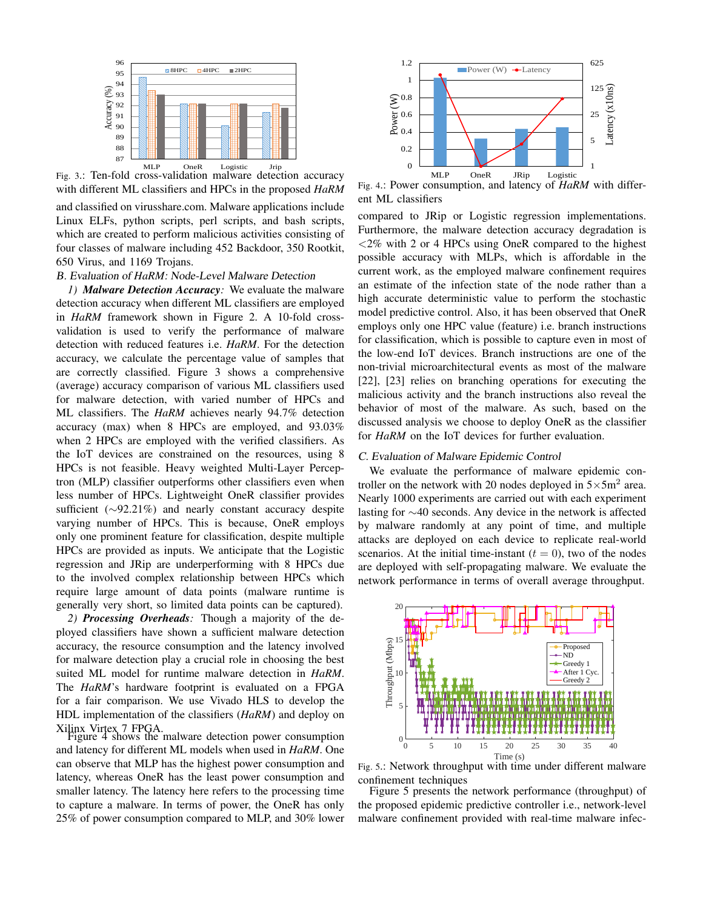Fig. 3.: Ten-fold cross-validation malware detection accuracy with different ML classifiers and HPCs in the proposed *HaRM*

and classified on virusshare.com. Malware applications include Linux ELFs, python scripts, perl scripts, and bash scripts, which are created to perform malicious activities consisting of four classes of malware including 452 Backdoor, 350 Rootkit, 650 Virus, and 1169 Trojans.

### B. Evaluation of *HaRM*: Node-Level Malware Detection

*1) **Malware Detection Accuracy**:* We evaluate the malware detection accuracy when different ML classifiers are employed in *HaRM* framework shown in Figure 2. A 10-fold cross-validation is used to verify the performance of malware detection with reduced features i.e. *HaRM*. For the detection accuracy, we calculate the percentage value of samples that are correctly classified. Figure 3 shows a comprehensive (average) accuracy comparison of various ML classifiers used for malware detection, with varied number of HPCs and ML classifiers. The *HaRM* achieves nearly 94.7% detection accuracy (max) when 8 HPCs are employed, and 93.03% when 2 HPCs are employed with the verified classifiers. As the IoT devices are constrained on the resources, using 8 HPCs is not feasible. Heavy weighted Multi-Layer Perceptron (MLP) classifier outperforms other classifiers even when less number of HPCs. Lightweight OneR classifier provides sufficient ($\sim$92.21%) and nearly constant accuracy despite varying number of HPCs. This is because, OneR employs only one prominent feature for classification, despite multiple HPCs are provided as inputs. We anticipate that the Logistic regression and JRip are underperforming with 8 HPCs due to the involved complex relationship between HPCs which require large amount of data points (malware runtime is generally very short, so limited data points can be captured).

*2) **Processing Overheads**:* Though a majority of the deployed classifiers have shown a sufficient malware detection accuracy, the resource consumption and the latency involved for malware detection play a crucial role in choosing the best suited ML model for runtime malware detection in *HaRM*. The *HaRM*'s hardware footprint is evaluated on a FPGA for a fair comparison. We use Vivado HLS to develop the HDL implementation of the classifiers (*HaRM*) and deploy on Xilinx Virtex 7 FPGA.

Figure 4 shows the malware detection power consumption and latency for different ML models when used in *HaRM*. One can observe that MLP has the highest power consumption and latency, whereas OneR has the least power consumption and smaller latency. The latency here refers to the processing time to capture a malware. In terms of power, the OneR has only 25% of power consumption compared to MLP, and 30% lower

Fig. 4.: Power consumption, and latency of *HaRM* with different ML classifiers

compared to JRip or Logistic regression implementations. Furthermore, the malware detection accuracy degradation is <2% with 2 or 4 HPCs using OneR compared to the highest possible accuracy with MLPs, which is affordable in the current work, as the employed malware confinement requires an estimate of the infection state of the node rather than a high accurate deterministic value to perform the stochastic model predictive control. Also, it has been observed that OneR employs only one HPC value (feature) i.e. branch instructions for classification, which is possible to capture even in most of the low-end IoT devices. Branch instructions are one of the non-trivial microarchitectural events as most of the malware [22], [23] relies on branching operations for executing the malicious activity and the branch instructions also reveal the behavior of most of the malware. As such, based on the discussed analysis we choose to deploy OneR as the classifier for *HaRM* on the IoT devices for further evaluation.

### C. Evaluation of Malware Epidemic Control

We evaluate the performance of malware epidemic controller on the network with 20 nodes deployed in $5{\times}5\text{m}^2$ area. Nearly 1000 experiments are carried out with each experiment lasting for $\sim$40 seconds. Any device in the network is affected by malware randomly at any point of time, and multiple attacks are deployed on each device to replicate real-world scenarios. At the initial time-instant ($t = 0$), two of the nodes are deployed with self-propagating malware. We evaluate the network performance in terms of overall average throughput.

Fig. 5.: Network throughput with time under different malware confinement techniques

Figure 5 presents the network performance (throughput) of the proposed epidemic predictive controller i.e., network-level malware confinement provided with real-time malware infec-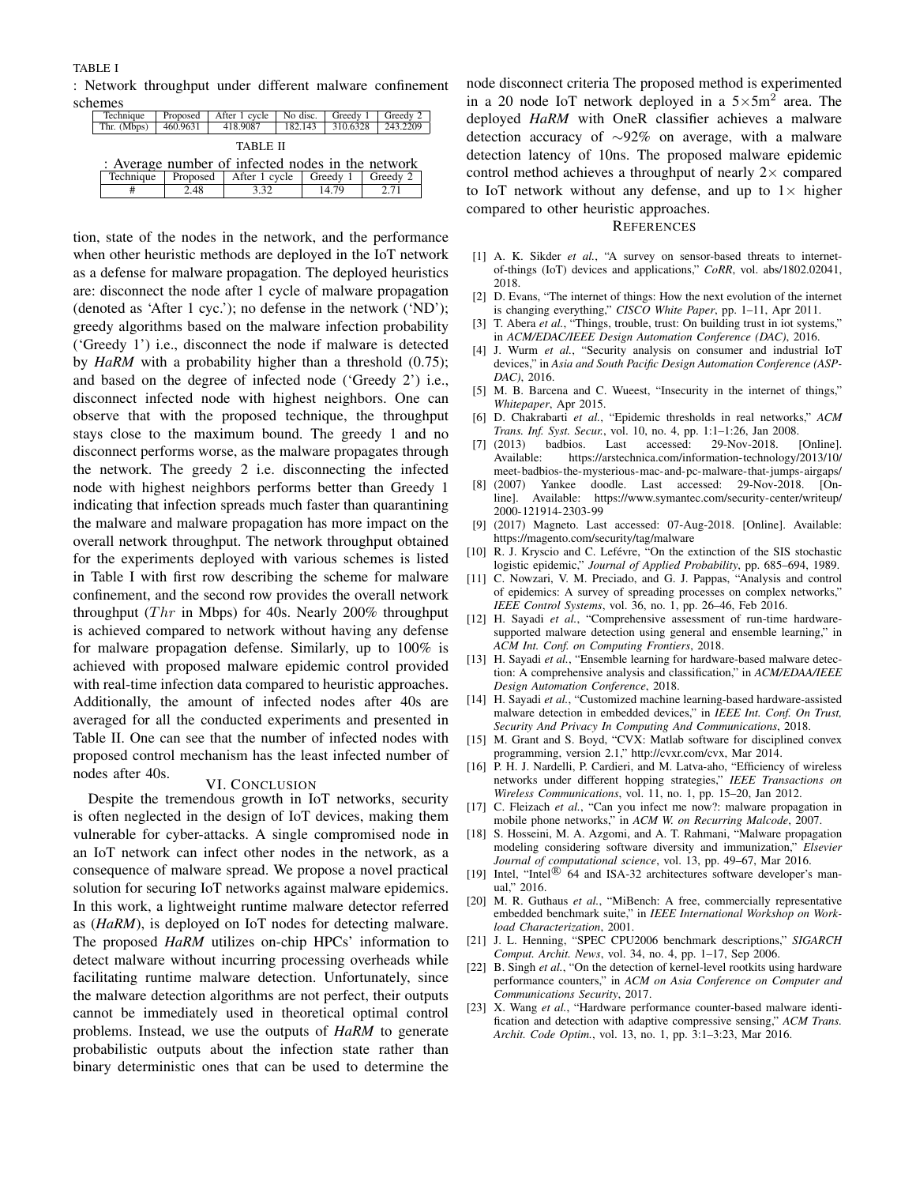TABLE I

: Network throughput under different malware confinement schemes

| Technique | Proposed | After 1 cycle | No disc. | Greedy 1 | Greedy 2 |
|---|---|---|---|---|---|
| Thr. (Mbps) | 460.9631 | 418.9087 | 182.143 | 310.6328 | 243.2209 |

TABLE II

: Average number of infected nodes in the network

| Technique | Proposed | After 1 cycle | Greedy 1 | Greedy 2 |
|---|---|---|---|---|
| # | 2.48 | 3.32 | 14.79 | 2.71 |

tion, state of the nodes in the network, and the performance when other heuristic methods are deployed in the IoT network as a defense for malware propagation. The deployed heuristics are: disconnect the node after 1 cycle of malware propagation (denoted as 'After 1 cyc.'); no defense in the network ('ND'); greedy algorithms based on the malware infection probability ('Greedy 1') i.e., disconnect the node if malware is detected by ***HaRM*** with a probability higher than a threshold (0.75); and based on the degree of infected node ('Greedy 2') i.e., disconnect infected node with highest neighbors. One can observe that with the proposed technique, the throughput stays close to the maximum bound. The greedy 1 and no disconnect performs worse, as the malware propagates through the network. The greedy 2 i.e. disconnecting the infected node with highest neighbors performs better than Greedy 1 indicating that infection spreads much faster than quarantining the malware and malware propagation has more impact on the overall network throughput. The network throughput obtained for the experiments deployed with various schemes is listed in Table I with first row describing the scheme for malware confinement, and the second row provides the overall network throughput ($Thr$ in Mbps) for 40s. Nearly 200% throughput is achieved compared to network without having any defense for malware propagation defense. Similarly, up to 100% is achieved with proposed malware epidemic control provided with real-time infection data compared to heuristic approaches. Additionally, the amount of infected nodes after 40s are averaged for all the conducted experiments and presented in Table II. One can see that the number of infected nodes with proposed control mechanism has the least infected number of nodes after 40s.

## VI. Conclusion

Despite the tremendous growth in IoT networks, security is often neglected in the design of IoT devices, making them vulnerable for cyber-attacks. A single compromised node in an IoT network can infect other nodes in the network, as a consequence of malware spread. We propose a novel practical solution for securing IoT networks against malware epidemics. In this work, a lightweight runtime malware detector referred as (***HaRM***), is deployed on IoT nodes for detecting malware. The proposed ***HaRM*** utilizes on-chip HPCs' information to detect malware without incurring processing overheads while facilitating runtime malware detection. Unfortunately, since the malware detection algorithms are not perfect, their outputs cannot be immediately used in theoretical optimal control problems. Instead, we use the outputs of ***HaRM*** to generate probabilistic outputs about the infection state rather than binary deterministic ones that can be used to determine the node disconnect criteria The proposed method is experimented in a 20 node IoT network deployed in a $5{\times}5\text{m}^2$ area. The deployed ***HaRM*** with OneR classifier achieves a malware detection accuracy of $\sim$92% on average, with a malware detection latency of 10ns. The proposed malware epidemic control method achieves a throughput of nearly $2\times$ compared to IoT network without any defense, and up to $1\times$ higher compared to other heuristic approaches.

## References

[1] A. K. Sikder *et al.*, "A survey on sensor-based threats to internet-of-things (IoT) devices and applications," *CoRR*, vol. abs/1802.02041, 2018.

[2] D. Evans, "The internet of things: How the next evolution of the internet is changing everything," *CISCO White Paper*, pp. 1–11, Apr 2011.

[3] T. Abera *et al.*, "Things, trouble, trust: On building trust in iot systems," in *ACM/EDAC/IEEE Design Automation Conference (DAC)*, 2016.

[4] J. Wurm *et al.*, "Security analysis on consumer and industrial IoT devices," in *Asia and South Pacific Design Automation Conference (ASP-DAC)*, 2016.

[5] M. B. Barcena and C. Wueest, "Insecurity in the internet of things," *Whitepaper*, Apr 2015.

[6] D. Chakrabarti *et al.*, "Epidemic thresholds in real networks," *ACM Trans. Inf. Syst. Secur.*, vol. 10, no. 4, pp. 1:1–1:26, Jan 2008.

[7] (2013) badbios. Last accessed: 29-Nov-2018. [Online]. Available: https://arstechnica.com/information-technology/2013/10/meet-badbios-the-mysterious-mac-and-pc-malware-that-jumps-airgaps/

[8] (2007) Yankee doodle. Last accessed: 29-Nov-2018. [Online]. Available: https://www.symantec.com/security-center/writeup/2000-121914-2303-99

[9] (2017) Magneto. Last accessed: 07-Aug-2018. [Online]. Available: https://magento.com/security/tag/malware

[10] R. J. Kryscio and C. Lefévre, "On the extinction of the SIS stochastic logistic epidemic," *Journal of Applied Probability*, pp. 685–694, 1989.

[11] C. Nowzari, V. M. Preciado, and G. J. Pappas, "Analysis and control of epidemics: A survey of spreading processes on complex networks," *IEEE Control Systems*, vol. 36, no. 1, pp. 26–46, Feb 2016.

[12] H. Sayadi *et al.*, "Comprehensive assessment of run-time hardware-supported malware detection using general and ensemble learning," in *ACM Int. Conf. on Computing Frontiers*, 2018.

[13] H. Sayadi *et al.*, "Ensemble learning for hardware-based malware detection: A comprehensive analysis and classification," in *ACM/EDAA/IEEE Design Automation Conference*, 2018.

[14] H. Sayadi *et al.*, "Customized machine learning-based hardware-assisted malware detection in embedded devices," in *IEEE Int. Conf. On Trust, Security And Privacy In Computing And Communications*, 2018.

[15] M. Grant and S. Boyd, "CVX: Matlab software for disciplined convex programming, version 2.1," http://cvxr.com/cvx, Mar 2014.

[16] P. H. J. Nardelli, P. Cardieri, and M. Latva-aho, "Efficiency of wireless networks under different hopping strategies," *IEEE Transactions on Wireless Communications*, vol. 11, no. 1, pp. 15–20, Jan 2012.

[17] C. Fleizach *et al.*, "Can you infect me now?: malware propagation in mobile phone networks," in *ACM W. on Recurring Malcode*, 2007.

[18] S. Hosseini, M. A. Azgomi, and A. T. Rahmani, "Malware propagation modeling considering software diversity and immunization," *Elsevier Journal of computational science*, vol. 13, pp. 49–67, Mar 2016.

[19] Intel, "Intel® 64 and ISA-32 architectures software developer's manual," 2016.

[20] M. R. Guthaus *et al.*, "MiBench: A free, commercially representative embedded benchmark suite," in *IEEE International Workshop on Workload Characterization*, 2001.

[21] J. L. Henning, "SPEC CPU2006 benchmark descriptions," *SIGARCH Comput. Archit. News*, vol. 34, no. 4, pp. 1–17, Sep 2006.

[22] B. Singh *et al.*, "On the detection of kernel-level rootkits using hardware performance counters," in *ACM on Asia Conference on Computer and Communications Security*, 2017.

[23] X. Wang *et al.*, "Hardware performance counter-based malware identification and detection with adaptive compressive sensing," *ACM Trans. Archit. Code Optim.*, vol. 13, no. 1, pp. 3:1–3:23, Mar 2016.